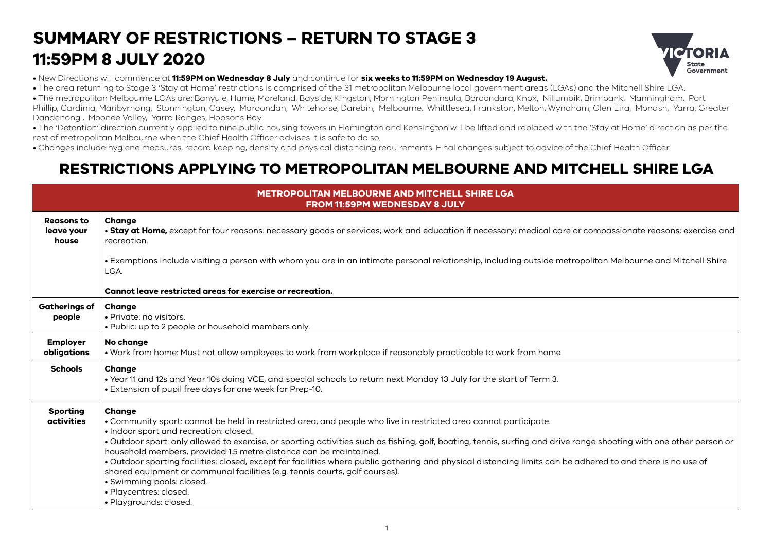# SUMMARY OF RESTRICTIONS – RETURN TO STAGE 3
# 11:59PM 8 JULY 2020

- New Directions will commence at **11:59PM on Wednesday 8 July** and continue for **six weeks to 11:59PM on Wednesday 19 August.**
- The area returning to Stage 3 'Stay at Home' restrictions is comprised of the 31 metropolitan Melbourne local government areas (LGAs) and the Mitchell Shire LGA.
- The metropolitan Melbourne LGAs are: Banyule, Hume, Moreland, Bayside, Kingston, Mornington Peninsula, Boroondara, Knox, Nillumbik, Brimbank, Manningham, Port Phillip, Cardinia, Maribyrnong, Stonnington, Casey, Maroondah, Whitehorse, Darebin, Melbourne, Whittlesea, Frankston, Melton, Wyndham, Glen Eira, Monash, Yarra, Greater Dandenong, Moonee Valley, Yarra Ranges, Hobsons Bay.
- The 'Detention' direction currently applied to nine public housing towers in Flemington and Kensington will be lifted and replaced with the 'Stay at Home' direction as per the rest of metropolitan Melbourne when the Chief Health Officer advises it is safe to do so.
- Changes include hygiene measures, record keeping, density and physical distancing requirements. Final changes subject to advice of the Chief Health Officer.

## RESTRICTIONS APPLYING TO METROPOLITAN MELBOURNE AND MITCHELL SHIRE LGA

| | **METROPOLITAN MELBOURNE AND MITCHELL SHIRE LGA FROM 11:59PM WEDNESDAY 8 JULY** |
|---|---|
| **Reasons to leave your house** | **Change**<br>• **Stay at Home,** except for four reasons: necessary goods or services; work and education if necessary; medical care or compassionate reasons; exercise and recreation.<br><br>• Exemptions include visiting a person with whom you are in an intimate personal relationship, including outside metropolitan Melbourne and Mitchell Shire LGA.<br><br>**Cannot leave restricted areas for exercise or recreation.** |
| **Gatherings of people** | **Change**<br>• Private: no visitors.<br>• Public: up to 2 people or household members only. |
| **Employer obligations** | **No change**<br>• Work from home: Must not allow employees to work from workplace if reasonably practicable to work from home |
| **Schools** | **Change**<br>• Year 11 and 12s and Year 10s doing VCE, and special schools to return next Monday 13 July for the start of Term 3.<br>• Extension of pupil free days for one week for Prep-10. |
| **Sporting activities** | **Change**<br>• Community sport: cannot be held in restricted area, and people who live in restricted area cannot participate.<br>• Indoor sport and recreation: closed.<br>• Outdoor sport: only allowed to exercise, or sporting activities such as fishing, golf, boating, tennis, surfing and drive range shooting with one other person or household members, provided 1.5 metre distance can be maintained.<br>• Outdoor sporting facilities: closed, except for facilities where public gathering and physical distancing limits can be adhered to and there is no use of shared equipment or communal facilities (e.g. tennis courts, golf courses).<br>• Swimming pools: closed.<br>• Playcentres: closed.<br>• Playgrounds: closed. |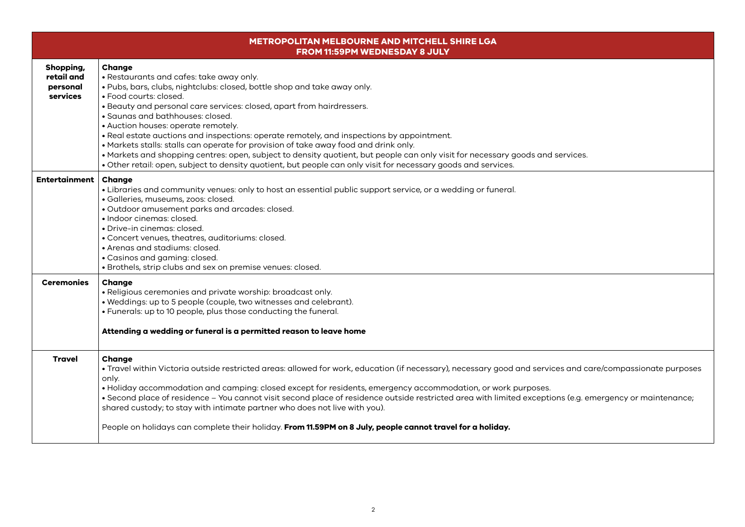| METROPOLITAN MELBOURNE AND MITCHELL SHIRE LGA<br>FROM 11:59PM WEDNESDAY 8 JULY | |
|---|---|
| **Shopping, retail and personal services** | **Change**<br>• Restaurants and cafes: take away only.<br>• Pubs, bars, clubs, nightclubs: closed, bottle shop and take away only.<br>• Food courts: closed.<br>• Beauty and personal care services: closed, apart from hairdressers.<br>• Saunas and bathhouses: closed.<br>• Auction houses: operate remotely.<br>• Real estate auctions and inspections: operate remotely, and inspections by appointment.<br>• Markets stalls: stalls can operate for provision of take away food and drink only.<br>• Markets and shopping centres: open, subject to density quotient, but people can only visit for necessary goods and services.<br>• Other retail: open, subject to density quotient, but people can only visit for necessary goods and services. |
| **Entertainment** | **Change**<br>• Libraries and community venues: only to host an essential public support service, or a wedding or funeral.<br>• Galleries, museums, zoos: closed.<br>• Outdoor amusement parks and arcades: closed.<br>• Indoor cinemas: closed.<br>• Drive-in cinemas: closed.<br>• Concert venues, theatres, auditoriums: closed.<br>• Arenas and stadiums: closed.<br>• Casinos and gaming: closed.<br>• Brothels, strip clubs and sex on premise venues: closed. |
| **Ceremonies** | **Change**<br>• Religious ceremonies and private worship: broadcast only.<br>• Weddings: up to 5 people (couple, two witnesses and celebrant).<br>• Funerals: up to 10 people, plus those conducting the funeral.<br><br>**Attending a wedding or funeral is a permitted reason to leave home** |
| **Travel** | **Change**<br>• Travel within Victoria outside restricted areas: allowed for work, education (if necessary), necessary good and services and care/compassionate purposes only.<br>• Holiday accommodation and camping: closed except for residents, emergency accommodation, or work purposes.<br>• Second place of residence – You cannot visit second place of residence outside restricted area with limited exceptions (e.g. emergency or maintenance; shared custody; to stay with intimate partner who does not live with you).<br><br>People on holidays can complete their holiday. **From 11.59PM on 8 July, people cannot travel for a holiday.** |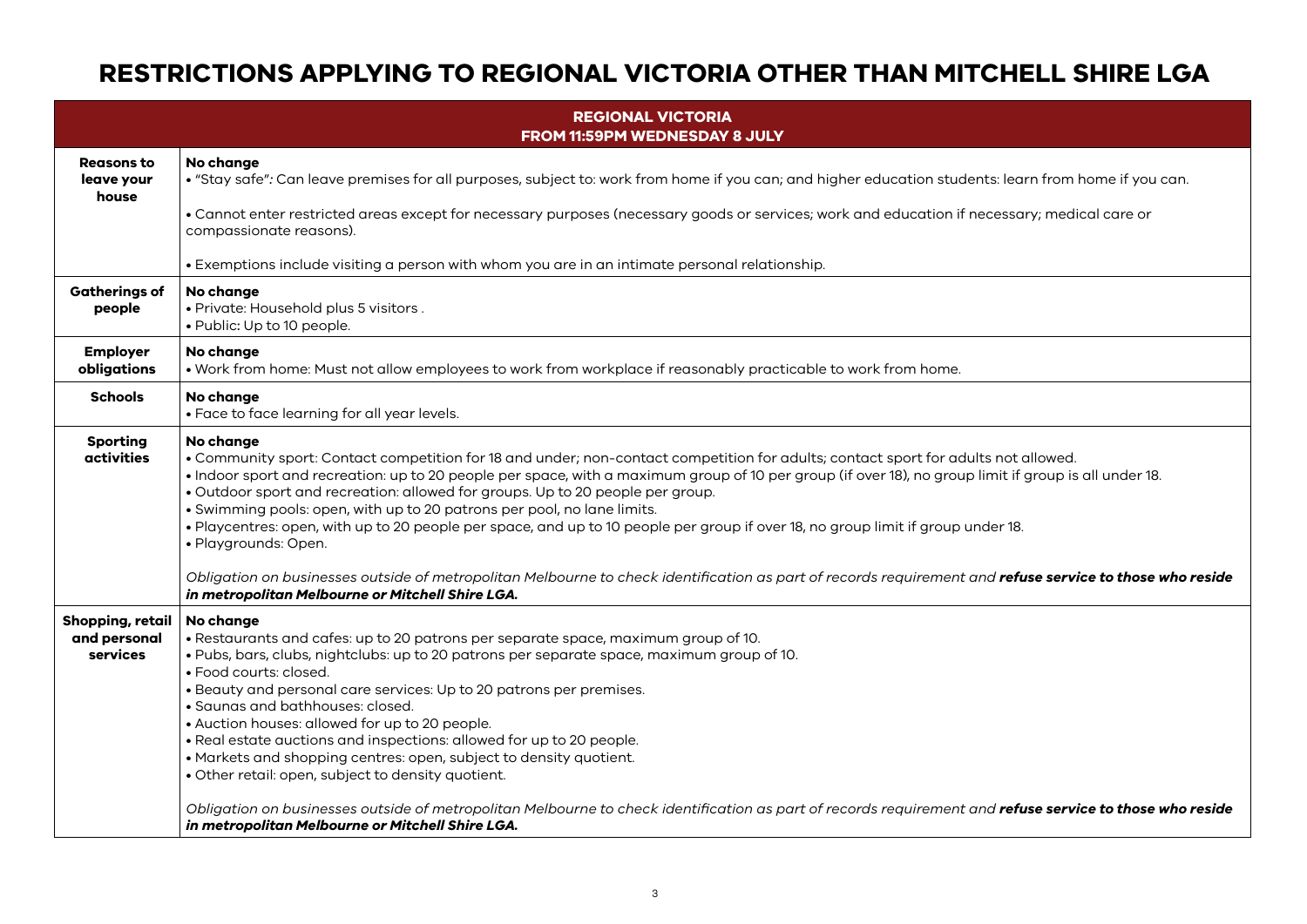# RESTRICTIONS APPLYING TO REGIONAL VICTORIA OTHER THAN MITCHELL SHIRE LGA

| | **REGIONAL VICTORIA<br>FROM 11:59PM WEDNESDAY 8 JULY** |
|---|---|
| **Reasons to leave your house** | **No change**<br>• "Stay safe": Can leave premises for all purposes, subject to: work from home if you can; and higher education students: learn from home if you can.<br><br>• Cannot enter restricted areas except for necessary purposes (necessary goods or services; work and education if necessary; medical care or compassionate reasons).<br><br>• Exemptions include visiting a person with whom you are in an intimate personal relationship. |
| **Gatherings of people** | **No change**<br>• Private: Household plus 5 visitors .<br>• Public: Up to 10 people. |
| **Employer obligations** | **No change**<br>• Work from home: Must not allow employees to work from workplace if reasonably practicable to work from home. |
| **Schools** | **No change**<br>• Face to face learning for all year levels. |
| **Sporting activities** | **No change**<br>• Community sport: Contact competition for 18 and under; non-contact competition for adults; contact sport for adults not allowed.<br>• Indoor sport and recreation: up to 20 people per space, with a maximum group of 10 per group (if over 18), no group limit if group is all under 18.<br>• Outdoor sport and recreation: allowed for groups. Up to 20 people per group.<br>• Swimming pools: open, with up to 20 patrons per pool, no lane limits.<br>• Playcentres: open, with up to 20 people per space, and up to 10 people per group if over 18, no group limit if group under 18.<br>• Playgrounds: Open.<br><br>*Obligation on businesses outside of metropolitan Melbourne to check identification as part of records requirement and **refuse service to those who reside in metropolitan Melbourne or Mitchell Shire LGA.*** |
| **Shopping, retail and personal services** | **No change**<br>• Restaurants and cafes: up to 20 patrons per separate space, maximum group of 10.<br>• Pubs, bars, clubs, nightclubs: up to 20 patrons per separate space, maximum group of 10.<br>• Food courts: closed.<br>• Beauty and personal care services: Up to 20 patrons per premises.<br>• Saunas and bathhouses: closed.<br>• Auction houses: allowed for up to 20 people.<br>• Real estate auctions and inspections: allowed for up to 20 people.<br>• Markets and shopping centres: open, subject to density quotient.<br>• Other retail: open, subject to density quotient.<br><br>*Obligation on businesses outside of metropolitan Melbourne to check identification as part of records requirement and **refuse service to those who reside in metropolitan Melbourne or Mitchell Shire LGA.*** |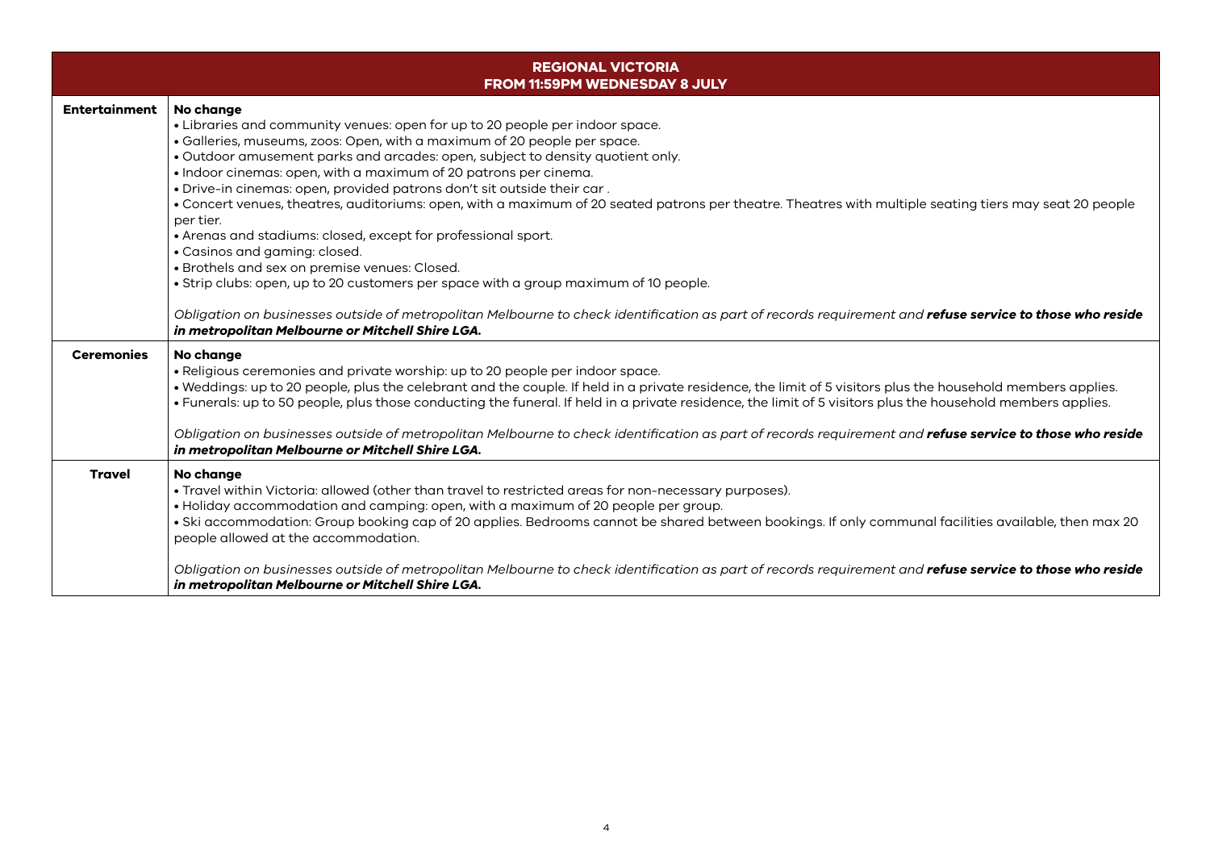| REGIONAL VICTORIA<br>FROM 11:59PM WEDNESDAY 8 JULY | |
|---|---|
| **Entertainment** | **No change**<br>• Libraries and community venues: open for up to 20 people per indoor space.<br>• Galleries, museums, zoos: Open, with a maximum of 20 people per space.<br>• Outdoor amusement parks and arcades: open, subject to density quotient only.<br>• Indoor cinemas: open, with a maximum of 20 patrons per cinema.<br>• Drive-in cinemas: open, provided patrons don't sit outside their car .<br>• Concert venues, theatres, auditoriums: open, with a maximum of 20 seated patrons per theatre. Theatres with multiple seating tiers may seat 20 people per tier.<br>• Arenas and stadiums: closed, except for professional sport.<br>• Casinos and gaming: closed.<br>• Brothels and sex on premise venues: Closed.<br>• Strip clubs: open, up to 20 customers per space with a group maximum of 10 people.<br><br>*Obligation on businesses outside of metropolitan Melbourne to check identification as part of records requirement and* ***refuse service to those who reside in metropolitan Melbourne or Mitchell Shire LGA.*** |
| **Ceremonies** | **No change**<br>• Religious ceremonies and private worship: up to 20 people per indoor space.<br>• Weddings: up to 20 people, plus the celebrant and the couple. If held in a private residence, the limit of 5 visitors plus the household members applies.<br>• Funerals: up to 50 people, plus those conducting the funeral. If held in a private residence, the limit of 5 visitors plus the household members applies.<br><br>*Obligation on businesses outside of metropolitan Melbourne to check identification as part of records requirement and* ***refuse service to those who reside in metropolitan Melbourne or Mitchell Shire LGA.*** |
| **Travel** | **No change**<br>• Travel within Victoria: allowed (other than travel to restricted areas for non-necessary purposes).<br>• Holiday accommodation and camping: open, with a maximum of 20 people per group.<br>• Ski accommodation: Group booking cap of 20 applies. Bedrooms cannot be shared between bookings. If only communal facilities available, then max 20 people allowed at the accommodation.<br><br>*Obligation on businesses outside of metropolitan Melbourne to check identification as part of records requirement and* ***refuse service to those who reside in metropolitan Melbourne or Mitchell Shire LGA.*** |